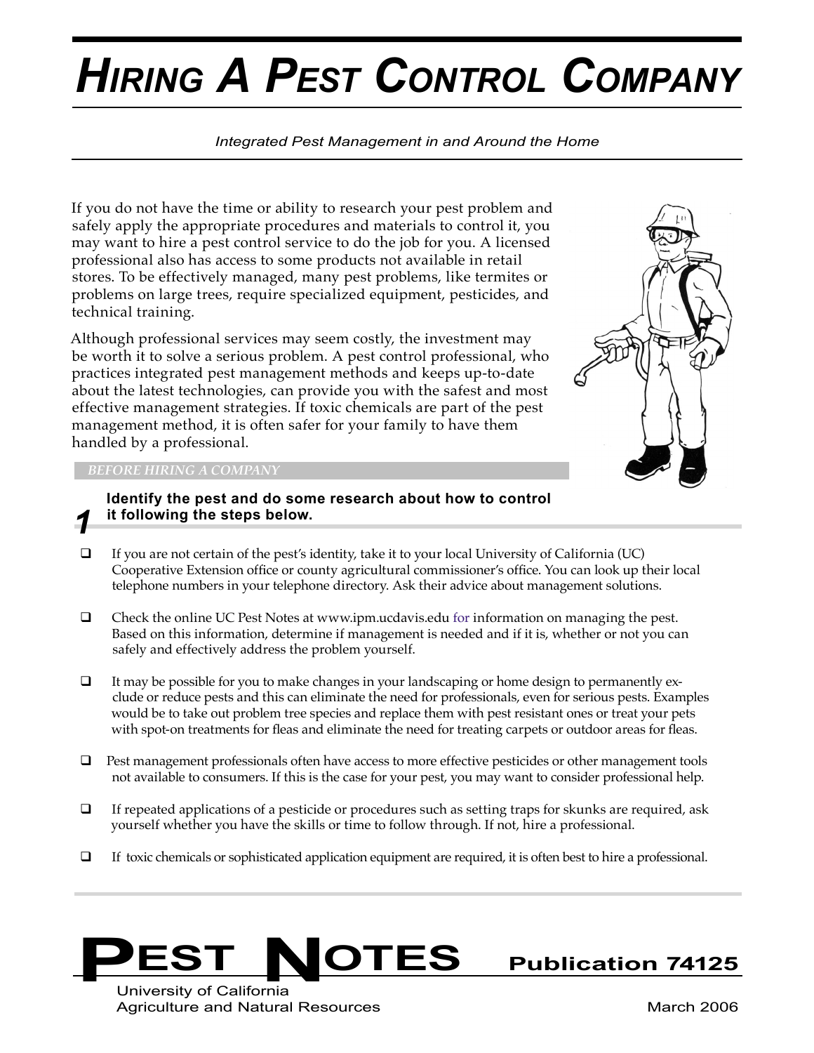# HIRING A PEST CONTROL COMPANY

*Integrated Pest Management in and Around the Home*

If you do not have the time or ability to research your pest problem and safely apply the appropriate procedures and materials to control it, you may want to hire a pest control service to do the job for you. A licensed professional also has access to some products not available in retail stores. To be effectively managed, many pest problems, like termites or problems on large trees, require specialized equipment, pesticides, and technical training.

Although professional services may seem costly, the investment may be worth it to solve a serious problem. A pest control professional, who practices integrated pest management methods and keeps up-to-date about the latest technologies, can provide you with the safest and most effective management strategies. If toxic chemicals are part of the pest management method, it is often safer for your family to have them handled by a professional.

## BEFORE HIRING A COMPANY

### 1 Identify the pest and do some research about how to control it following the steps below.

- ❑ If you are not certain of the pest's identity, take it to your local University of California (UC) Cooperative Extension office or county agricultural commissioner's office. You can look up their local telephone numbers in your telephone directory. Ask their advice about management solutions.
- ❑ Check the online UC Pest Notes at www.ipm.ucdavis.edu for information on managing the pest. Based on this information, determine if management is needed and if it is, whether or not you can safely and effectively address the problem yourself.
- ❑ It may be possible for you to make changes in your landscaping or home design to permanently exclude or reduce pests and this can eliminate the need for professionals, even for serious pests. Examples would be to take out problem tree species and replace them with pest resistant ones or treat your pets with spot-on treatments for fleas and eliminate the need for treating carpets or outdoor areas for fleas.
- ❑ Pest management professionals often have access to more effective pesticides or other management tools not available to consumers. If this is the case for your pest, you may want to consider professional help.
- ❑ If repeated applications of a pesticide or procedures such as setting traps for skunks are required, ask yourself whether you have the skills or time to follow through. If not, hire a professional.
- ❑ If toxic chemicals or sophisticated application equipment are required, it is often best to hire a professional.

PEST NOTES — Publication 74125

University of California
Agriculture and Natural Resources

March 2006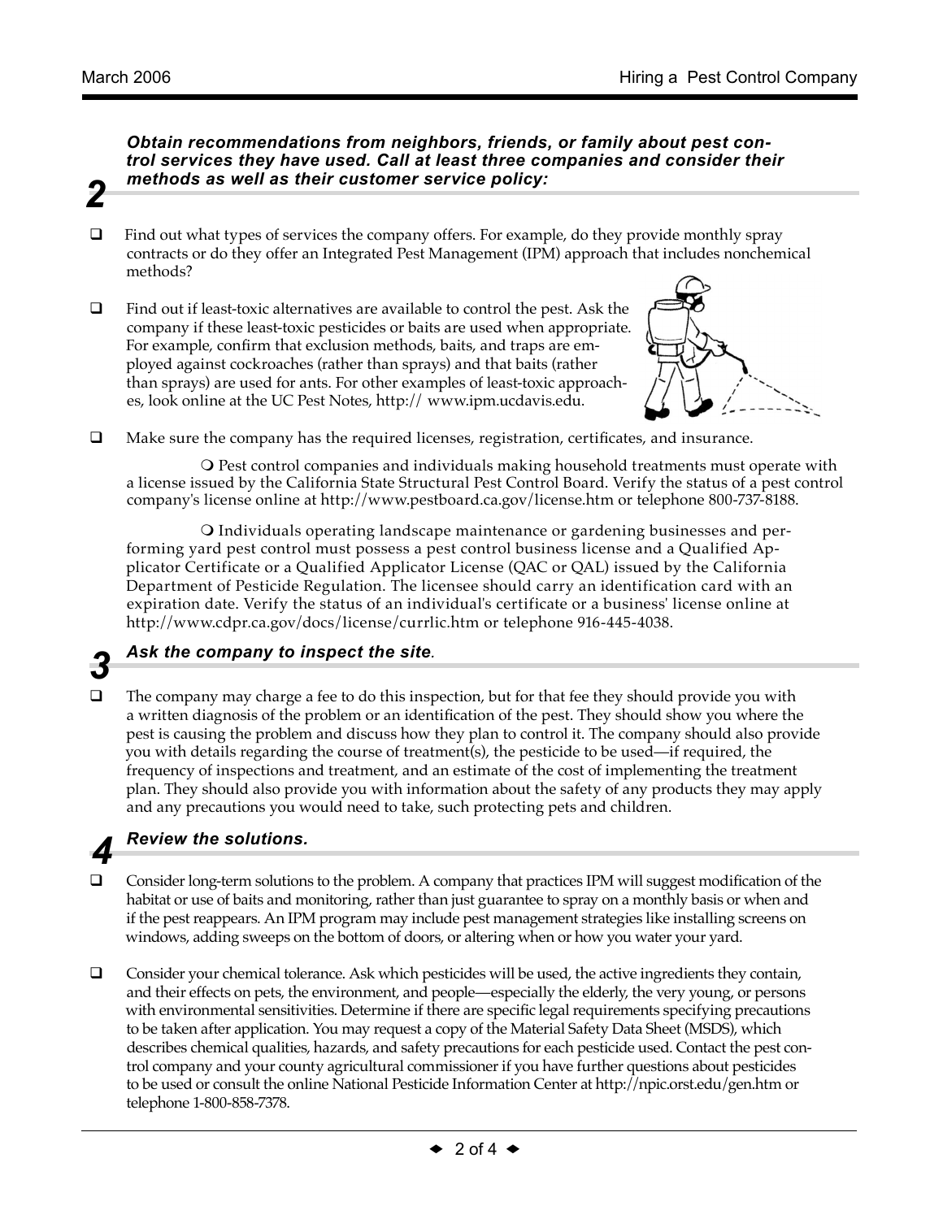## 2 *Obtain recommendations from neighbors, friends, or family about pest control services they have used. Call at least three companies and consider their methods as well as their customer service policy:*

- ❑ Find out what types of services the company offers. For example, do they provide monthly spray contracts or do they offer an Integrated Pest Management (IPM) approach that includes nonchemical methods?

- ❑ Find out if least-toxic alternatives are available to control the pest. Ask the company if these least-toxic pesticides or baits are used when appropriate. For example, confirm that exclusion methods, baits, and traps are employed against cockroaches (rather than sprays) and that baits (rather than sprays) are used for ants. For other examples of least-toxic approaches, look online at the UC Pest Notes, http:// www.ipm.ucdavis.edu.

- ❑ Make sure the company has the required licenses, registration, certificates, and insurance.

  - Pest control companies and individuals making household treatments must operate with a license issued by the California State Structural Pest Control Board. Verify the status of a pest control company's license online at http://www.pestboard.ca.gov/license.htm or telephone 800-737-8188.

  - Individuals operating landscape maintenance or gardening businesses and performing yard pest control must possess a pest control business license and a Qualified Applicator Certificate or a Qualified Applicator License (QAC or QAL) issued by the California Department of Pesticide Regulation. The licensee should carry an identification card with an expiration date. Verify the status of an individual's certificate or a business' license online at http://www.cdpr.ca.gov/docs/license/currlic.htm or telephone 916-445-4038.

## 3 *Ask the company to inspect the site.*

- ❑ The company may charge a fee to do this inspection, but for that fee they should provide you with a written diagnosis of the problem or an identification of the pest. They should show you where the pest is causing the problem and discuss how they plan to control it. The company should also provide you with details regarding the course of treatment(s), the pesticide to be used—if required, the frequency of inspections and treatment, and an estimate of the cost of implementing the treatment plan. They should also provide you with information about the safety of any products they may apply and any precautions you would need to take, such protecting pets and children.

## 4 *Review the solutions.*

- ❑ Consider long-term solutions to the problem. A company that practices IPM will suggest modification of the habitat or use of baits and monitoring, rather than just guarantee to spray on a monthly basis or when and if the pest reappears. An IPM program may include pest management strategies like installing screens on windows, adding sweeps on the bottom of doors, or altering when or how you water your yard.

- ❑ Consider your chemical tolerance. Ask which pesticides will be used, the active ingredients they contain, and their effects on pets, the environment, and people—especially the elderly, the very young, or persons with environmental sensitivities. Determine if there are specific legal requirements specifying precautions to be taken after application. You may request a copy of the Material Safety Data Sheet (MSDS), which describes chemical qualities, hazards, and safety precautions for each pesticide used. Contact the pest control company and your county agricultural commissioner if you have further questions about pesticides to be used or consult the online National Pesticide Information Center at http://npic.orst.edu/gen.htm or telephone 1-800-858-7378.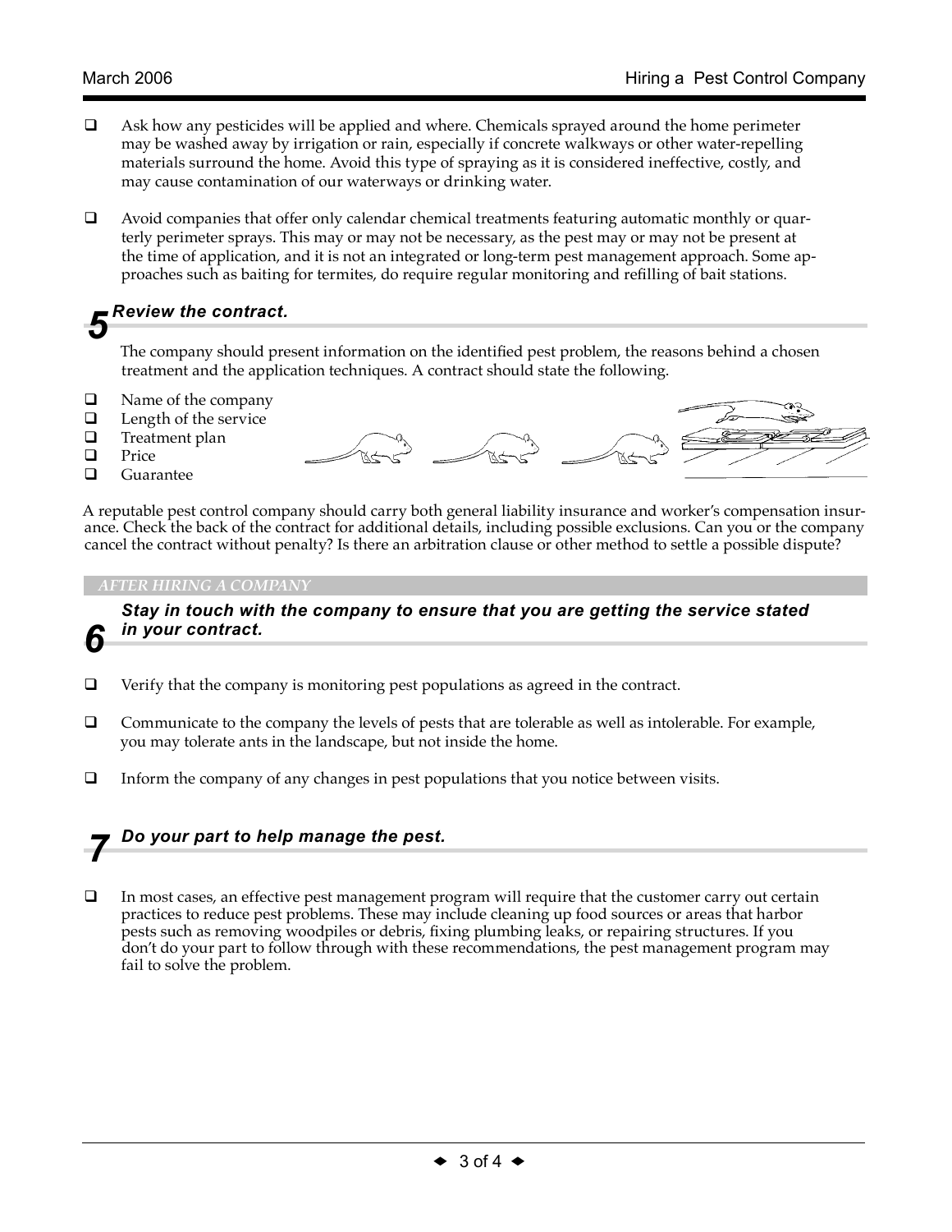- ☐ Ask how any pesticides will be applied and where. Chemicals sprayed around the home perimeter may be washed away by irrigation or rain, especially if concrete walkways or other water-repelling materials surround the home. Avoid this type of spraying as it is considered ineffective, costly, and may cause contamination of our waterways or drinking water.

- ☐ Avoid companies that offer only calendar chemical treatments featuring automatic monthly or quarterly perimeter sprays. This may or may not be necessary, as the pest may or may not be present at the time of application, and it is not an integrated or long-term pest management approach. Some approaches such as baiting for termites, do require regular monitoring and refilling of bait stations.

## 5 *Review the contract.*

The company should present information on the identified pest problem, the reasons behind a chosen treatment and the application techniques. A contract should state the following.

- ☐ Name of the company
- ☐ Length of the service
- ☐ Treatment plan
- ☐ Price
- ☐ Guarantee

A reputable pest control company should carry both general liability insurance and worker's compensation insurance. Check the back of the contract for additional details, including possible exclusions. Can you or the company cancel the contract without penalty? Is there an arbitration clause or other method to settle a possible dispute?

*AFTER HIRING A COMPANY*

## 6 *Stay in touch with the company to ensure that you are getting the service stated in your contract.*

- ☐ Verify that the company is monitoring pest populations as agreed in the contract.

- ☐ Communicate to the company the levels of pests that are tolerable as well as intolerable. For example, you may tolerate ants in the landscape, but not inside the home.

- ☐ Inform the company of any changes in pest populations that you notice between visits.

## 7 *Do your part to help manage the pest.*

- ☐ In most cases, an effective pest management program will require that the customer carry out certain practices to reduce pest problems. These may include cleaning up food sources or areas that harbor pests such as removing woodpiles or debris, fixing plumbing leaks, or repairing structures. If you don't do your part to follow through with these recommendations, the pest management program may fail to solve the problem.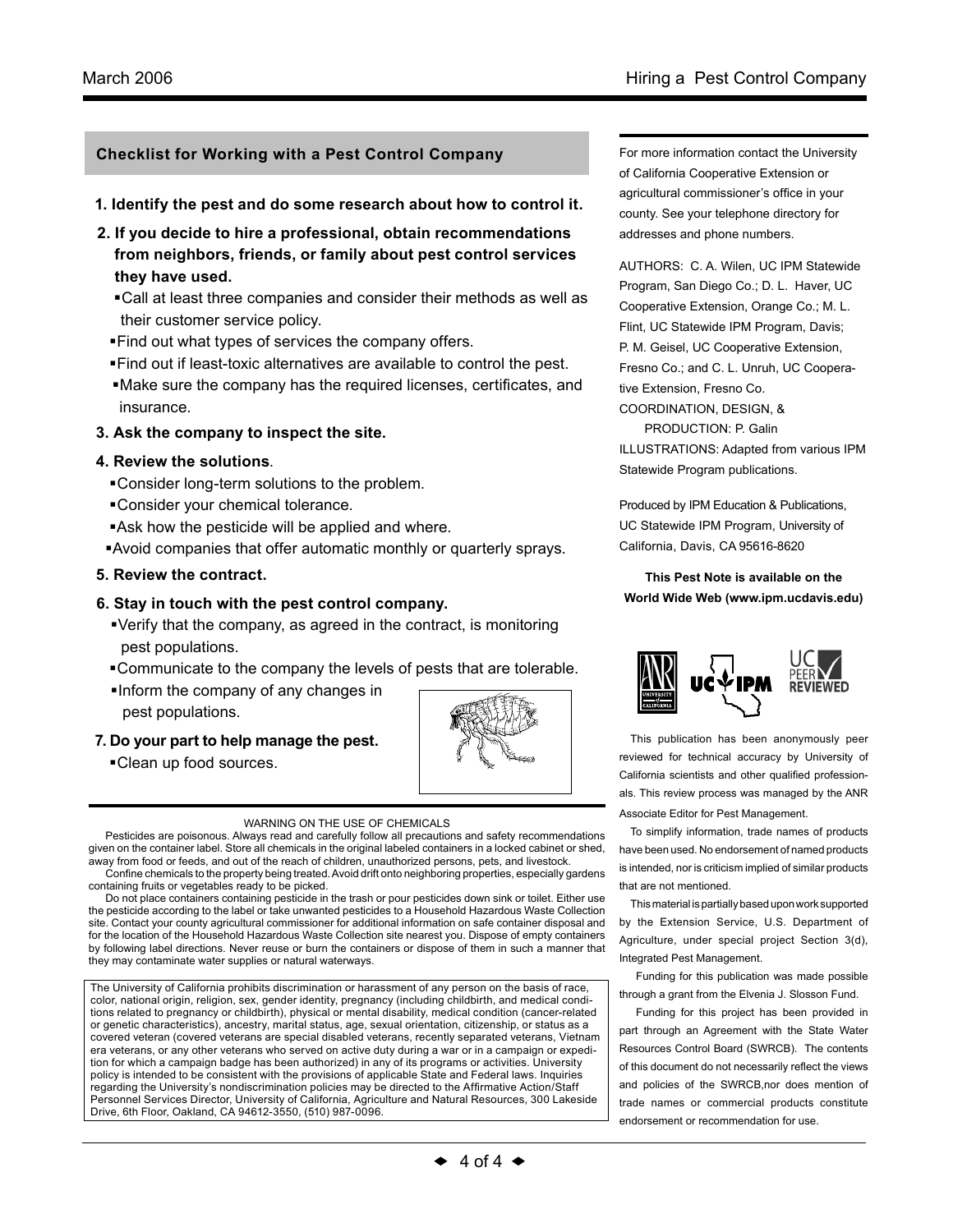## Checklist for Working with a Pest Control Company

**1. Identify the pest and do some research about how to control it.**

**2. If you decide to hire a professional, obtain recommendations from neighbors, friends, or family about pest control services they have used.**

- Call at least three companies and consider their methods as well as their customer service policy.
- Find out what types of services the company offers.
- Find out if least-toxic alternatives are available to control the pest.
- Make sure the company has the required licenses, certificates, and insurance.

**3. Ask the company to inspect the site.**

**4. Review the solutions**.

- Consider long-term solutions to the problem.
- Consider your chemical tolerance.
- Ask how the pesticide will be applied and where.
- Avoid companies that offer automatic monthly or quarterly sprays.

**5. Review the contract.**

**6. Stay in touch with the pest control company.**

- Verify that the company, as agreed in the contract, is monitoring pest populations.
- Communicate to the company the levels of pests that are tolerable.
- Inform the company of any changes in pest populations.

**7. Do your part to help manage the pest.**

- Clean up food sources.

WARNING ON THE USE OF CHEMICALS

Pesticides are poisonous. Always read and carefully follow all precautions and safety recommendations given on the container label. Store all chemicals in the original labeled containers in a locked cabinet or shed, away from food or feeds, and out of the reach of children, unauthorized persons, pets, and livestock.

Confine chemicals to the property being treated. Avoid drift onto neighboring properties, especially gardens containing fruits or vegetables ready to be picked.

Do not place containers containing pesticide in the trash or pour pesticides down sink or toilet. Either use the pesticide according to the label or take unwanted pesticides to a Household Hazardous Waste Collection site. Contact your county agricultural commissioner for additional information on safe container disposal and for the location of the Household Hazardous Waste Collection site nearest you. Dispose of empty containers by following label directions. Never reuse or burn the containers or dispose of them in such a manner that they may contaminate water supplies or natural waterways.

The University of California prohibits discrimination or harassment of any person on the basis of race, color, national origin, religion, sex, gender identity, pregnancy (including childbirth, and medical conditions related to pregnancy or childbirth), physical or mental disability, medical condition (cancer-related or genetic characteristics), ancestry, marital status, age, sexual orientation, citizenship, or status as a covered veteran (covered veterans are special disabled veterans, recently separated veterans, Vietnam era veterans, or any other veterans who served on active duty during a war or in a campaign or expedition for which a campaign badge has been authorized) in any of its programs or activities. University policy is intended to be consistent with the provisions of applicable State and Federal laws. Inquiries regarding the University's nondiscrimination policies may be directed to the Affirmative Action/Staff Personnel Services Director, University of California, Agriculture and Natural Resources, 300 Lakeside Drive, 6th Floor, Oakland, CA 94612-3550, (510) 987-0096.

For more information contact the University of California Cooperative Extension or agricultural commissioner's office in your county. See your telephone directory for addresses and phone numbers.

AUTHORS: C. A. Wilen, UC IPM Statewide Program, San Diego Co.; D. L. Haver, UC Cooperative Extension, Orange Co.; M. L. Flint, UC Statewide IPM Program, Davis; P. M. Geisel, UC Cooperative Extension, Fresno Co.; and C. L. Unruh, UC Cooperative Extension, Fresno Co.

COORDINATION, DESIGN, & PRODUCTION: P. Galin

ILLUSTRATIONS: Adapted from various IPM Statewide Program publications.

Produced by IPM Education & Publications, UC Statewide IPM Program, University of California, Davis, CA 95616-8620

**This Pest Note is available on the World Wide Web (www.ipm.ucdavis.edu)**

This publication has been anonymously peer reviewed for technical accuracy by University of California scientists and other qualified professionals. This review process was managed by the ANR Associate Editor for Pest Management.

To simplify information, trade names of products have been used. No endorsement of named products is intended, nor is criticism implied of similar products that are not mentioned.

This material is partially based upon work supported by the Extension Service, U.S. Department of Agriculture, under special project Section 3(d), Integrated Pest Management.

Funding for this publication was made possible through a grant from the Elvenia J. Slosson Fund.

Funding for this project has been provided in part through an Agreement with the State Water Resources Control Board (SWRCB). The contents of this document do not necessarily reflect the views and policies of the SWRCB,nor does mention of trade names or commercial products constitute endorsement or recommendation for use.